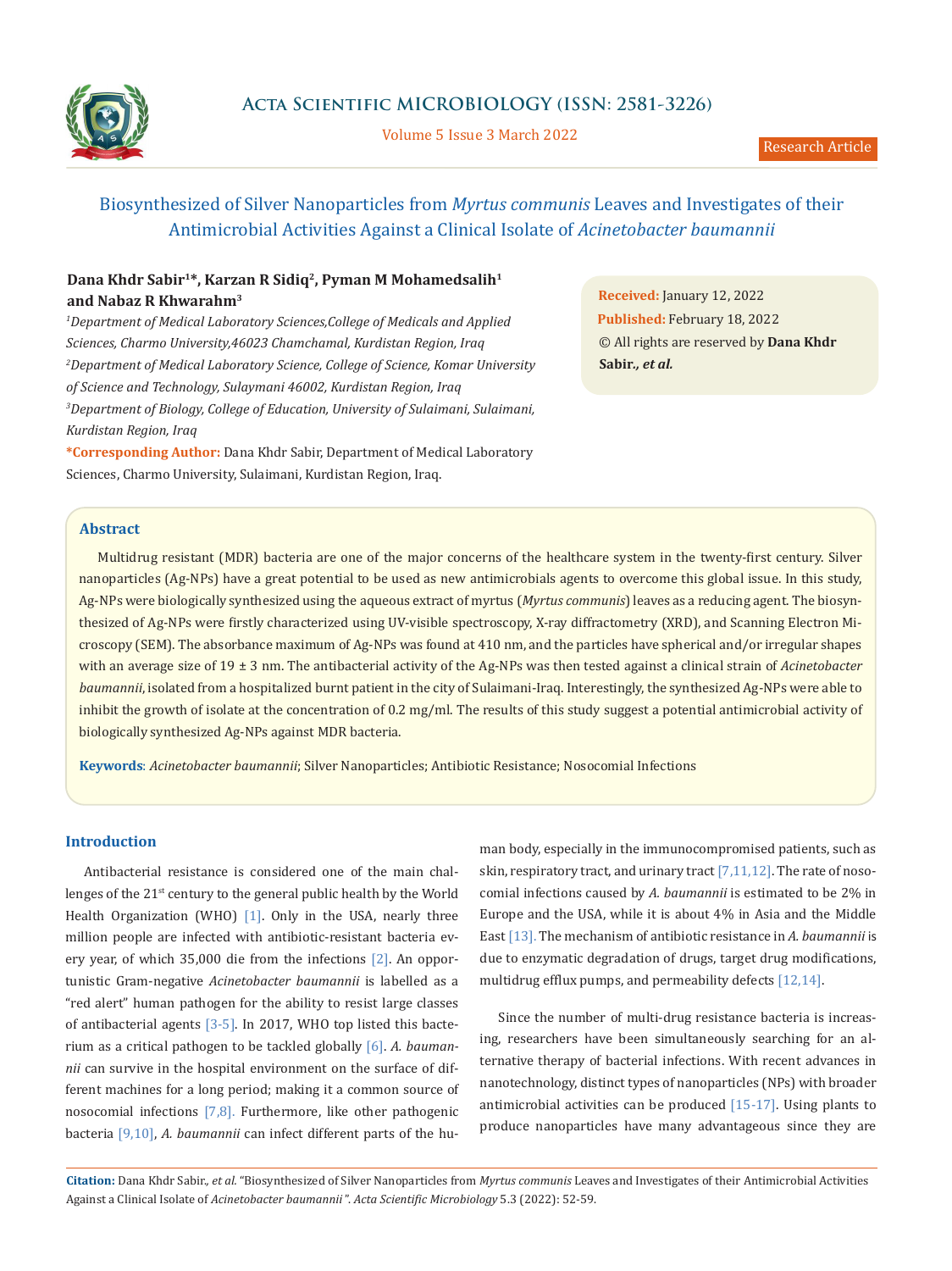Research Article

# Biosynthesized of Silver Nanoparticles from *Myrtus communis* Leaves and Investigates of their Antimicrobial Activities Against a Clinical Isolate of *Acinetobacter baumannii*

**Dana Khdr Sabir[1]*, Karzan R Sidiq[2], Pyman M Mohamedsalih[1] and Nabaz R Khwarahm[3]**

[1]*Department of Medical Laboratory Sciences, College of Medicals and Applied Sciences, Charmo University, 46023 Chamchamal, Kurdistan Region, Iraq*

[2]*Department of Medical Laboratory Science, College of Science, Komar University of Science and Technology, Sulaymani 46002, Kurdistan Region, Iraq*

[3]*Department of Biology, College of Education, University of Sulaimani, Sulaimani, Kurdistan Region, Iraq*

***Corresponding Author:** Dana Khdr Sabir, Department of Medical Laboratory Sciences, Charmo University, Sulaimani, Kurdistan Region, Iraq.

**Received:** January 12, 2022
**Published:** February 18, 2022
© All rights are reserved by **Dana Khdr Sabir., *et al.***

## Abstract

Multidrug resistant (MDR) bacteria are one of the major concerns of the healthcare system in the twenty-first century. Silver nanoparticles (Ag-NPs) have a great potential to be used as new antimicrobials agents to overcome this global issue. In this study, Ag-NPs were biologically synthesized using the aqueous extract of myrtus (*Myrtus communis*) leaves as a reducing agent. The biosynthesized of Ag-NPs were firstly characterized using UV-visible spectroscopy, X-ray diffractometry (XRD), and Scanning Electron Microscopy (SEM). The absorbance maximum of Ag-NPs was found at 410 nm, and the particles have spherical and/or irregular shapes with an average size of 19 ± 3 nm. The antibacterial activity of the Ag-NPs was then tested against a clinical strain of *Acinetobacter baumannii*, isolated from a hospitalized burnt patient in the city of Sulaimani-Iraq. Interestingly, the synthesized Ag-NPs were able to inhibit the growth of isolate at the concentration of 0.2 mg/ml. The results of this study suggest a potential antimicrobial activity of biologically synthesized Ag-NPs against MDR bacteria.

**Keywords**: *Acinetobacter baumannii*; Silver Nanoparticles; Antibiotic Resistance; Nosocomial Infections

## Introduction

Antibacterial resistance is considered one of the main challenges of the 21st century to the general public health by the World Health Organization (WHO) [1]. Only in the USA, nearly three million people are infected with antibiotic-resistant bacteria every year, of which 35,000 die from the infections [2]. An opportunistic Gram-negative *Acinetobacter baumannii* is labelled as a "red alert" human pathogen for the ability to resist large classes of antibacterial agents [3-5]. In 2017, WHO top listed this bacterium as a critical pathogen to be tackled globally [6]. *A. baumannii* can survive in the hospital environment on the surface of different machines for a long period; making it a common source of nosocomial infections [7,8]. Furthermore, like other pathogenic bacteria [9,10], *A. baumannii* can infect different parts of the human body, especially in the immunocompromised patients, such as skin, respiratory tract, and urinary tract [7,11,12]. The rate of nosocomial infections caused by *A. baumannii* is estimated to be 2% in Europe and the USA, while it is about 4% in Asia and the Middle East [13]. The mechanism of antibiotic resistance in *A. baumannii* is due to enzymatic degradation of drugs, target drug modifications, multidrug efflux pumps, and permeability defects [12,14].

Since the number of multi-drug resistance bacteria is increasing, researchers have been simultaneously searching for an alternative therapy of bacterial infections. With recent advances in nanotechnology, distinct types of nanoparticles (NPs) with broader antimicrobial activities can be produced [15-17]. Using plants to produce nanoparticles have many advantageous since they are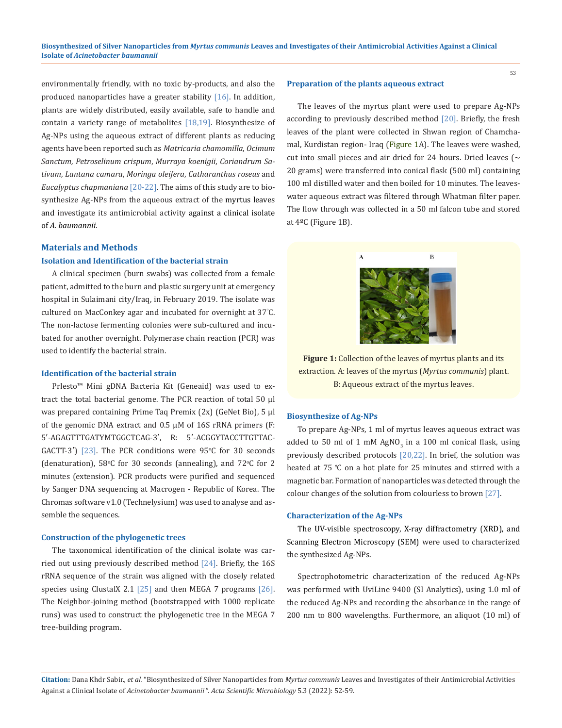environmentally friendly, with no toxic by-products, and also the produced nanoparticles have a greater stability [16]. In addition, plants are widely distributed, easily available, safe to handle and contain a variety range of metabolites [18,19]. Biosynthesize of Ag-NPs using the aqueous extract of different plants as reducing agents have been reported such as *Matricaria chamomilla*, *Ocimum Sanctum, Petroselinum crispum*, *Murraya koenigii*, *Coriandrum Sativum*, *Lantana camara*, *Moringa oleifera*, *Catharanthus roseus* and *Eucalyptus chapmaniana* [20-22]. The aims of this study are to biosynthesize Ag-NPs from the aqueous extract of the myrtus leaves and investigate its antimicrobial activity against a clinical isolate of *A. baumannii*.

## Materials and Methods

### Isolation and Identification of the bacterial strain

A clinical specimen (burn swabs) was collected from a female patient, admitted to the burn and plastic surgery unit at emergency hospital in Sulaimani city/Iraq, in February 2019. The isolate was cultured on MacConkey agar and incubated for overnight at 37°C. The non-lactose fermenting colonies were sub-cultured and incubated for another overnight. Polymerase chain reaction (PCR) was used to identify the bacterial strain.

### Identification of the bacterial strain

Prlesto™ Mini gDNA Bacteria Kit (Geneaid) was used to extract the total bacterial genome. The PCR reaction of total 50 µl was prepared containing Prime Taq Premix (2x) (GeNet Bio), 5 µl of the genomic DNA extract and 0.5 µM of 16S rRNA primers (F: 5′-AGAGTTTGATYMTGGCTCAG-3′, R: 5′-ACGGYTACCTTGTTACGACTT-3′) [23]. The PCR conditions were 95°C for 30 seconds (denaturation), 58°C for 30 seconds (annealing), and 72°C for 2 minutes (extension). PCR products were purified and sequenced by Sanger DNA sequencing at Macrogen - Republic of Korea. The Chromas software v1.0 (Technelysium) was used to analyse and assemble the sequences.

### Construction of the phylogenetic trees

The taxonomical identification of the clinical isolate was carried out using previously described method [24]. Briefly, the 16S rRNA sequence of the strain was aligned with the closely related species using ClustalX 2.1 [25] and then MEGA 7 programs [26]. The Neighbor-joining method (bootstrapped with 1000 replicate runs) was used to construct the phylogenetic tree in the MEGA 7 tree-building program.

### Preparation of the plants aqueous extract

The leaves of the myrtus plant were used to prepare Ag-NPs according to previously described method [20]. Briefly, the fresh leaves of the plant were collected in Shwan region of Chamchamal, Kurdistan region- Iraq (Figure 1A). The leaves were washed, cut into small pieces and air dried for 24 hours. Dried leaves (~ 20 grams) were transferred into conical flask (500 ml) containing 100 ml distilled water and then boiled for 10 minutes. The leaves-water aqueous extract was filtered through Whatman filter paper. The flow through was collected in a 50 ml falcon tube and stored at 4ºC (Figure 1B).

**Figure 1:** Collection of the leaves of myrtus plants and its extraction. A: leaves of the myrtus (*Myrtus communis*) plant. B: Aqueous extract of the myrtus leaves.

### Biosynthesize of Ag-NPs

To prepare Ag-NPs, 1 ml of myrtus leaves aqueous extract was added to 50 ml of 1 mM $AgNO_3$ in a 100 ml conical flask, using previously described protocols [20,22]. In brief, the solution was heated at 75 ℃ on a hot plate for 25 minutes and stirred with a magnetic bar. Formation of nanoparticles was detected through the colour changes of the solution from colourless to brown [27].

### Characterization of the Ag-NPs

The UV-visible spectroscopy, X-ray diffractometry (XRD), and Scanning Electron Microscopy (SEM) were used to characterized the synthesized Ag-NPs.

Spectrophotometric characterization of the reduced Ag-NPs was performed with UviLine 9400 (SI Analytics), using 1.0 ml of the reduced Ag-NPs and recording the absorbance in the range of 200 nm to 800 wavelengths. Furthermore, an aliquot (10 ml) of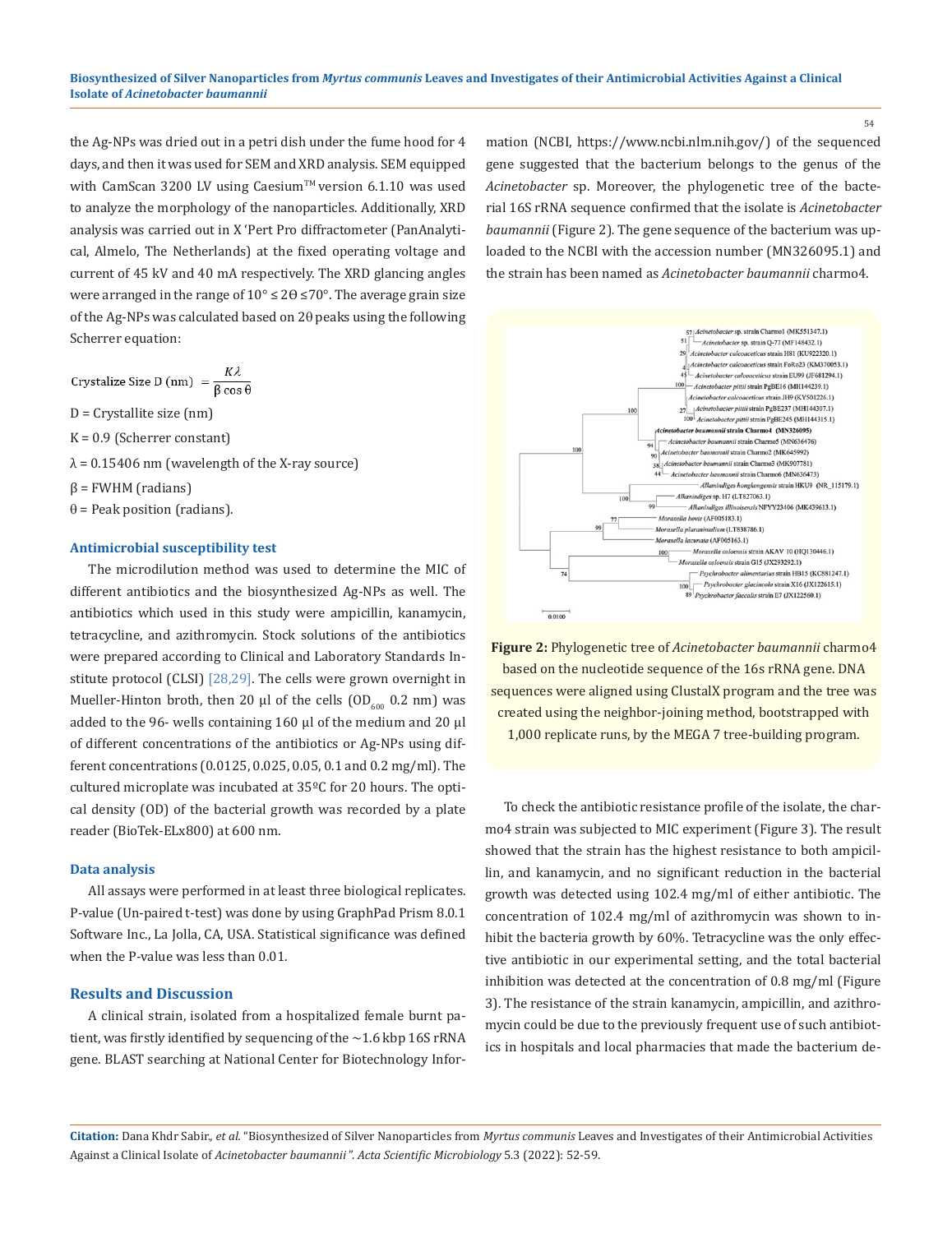the Ag-NPs was dried out in a petri dish under the fume hood for 4 days, and then it was used for SEM and XRD analysis. SEM equipped with CamScan 3200 LV using Caesium™ version 6.1.10 was used to analyze the morphology of the nanoparticles. Additionally, XRD analysis was carried out in X 'Pert Pro diffractometer (PanAnalytical, Almelo, The Netherlands) at the fixed operating voltage and current of 45 kV and 40 mA respectively. The XRD glancing angles were arranged in the range of $10° \leq 2\Theta \leq 70°$. The average grain size of the Ag-NPs was calculated based on 2θ peaks using the following Scherrer equation:

$$\text{Crystalize Size D (nm)} = \frac{K\lambda}{\beta \cos \theta}$$

D = Crystallite size (nm)

K = 0.9 (Scherrer constant)

λ = 0.15406 nm (wavelength of the X-ray source)

β = FWHM (radians)

θ = Peak position (radians).

### Antimicrobial susceptibility test

The microdilution method was used to determine the MIC of different antibiotics and the biosynthesized Ag-NPs as well. The antibiotics which used in this study were ampicillin, kanamycin, tetracycline, and azithromycin. Stock solutions of the antibiotics were prepared according to Clinical and Laboratory Standards Institute protocol (CLSI) [28,29]. The cells were grown overnight in Mueller-Hinton broth, then 20 µl of the cells ($OD_{600}$ 0.2 nm) was added to the 96- wells containing 160 µl of the medium and 20 µl of different concentrations of the antibiotics or Ag-NPs using different concentrations (0.0125, 0.025, 0.05, 0.1 and 0.2 mg/ml). The cultured microplate was incubated at 35ºC for 20 hours. The optical density (OD) of the bacterial growth was recorded by a plate reader (BioTek-ELx800) at 600 nm.

### Data analysis

All assays were performed in at least three biological replicates. P-value (Un-paired t-test) was done by using GraphPad Prism 8.0.1 Software Inc., La Jolla, CA, USA. Statistical significance was defined when the P-value was less than 0.01.

## Results and Discussion

A clinical strain, isolated from a hospitalized female burnt patient, was firstly identified by sequencing of the ~1.6 kbp 16S rRNA gene. BLAST searching at National Center for Biotechnology Information (NCBI, https://www.ncbi.nlm.nih.gov/) of the sequenced gene suggested that the bacterium belongs to the genus of the *Acinetobacter* sp. Moreover, the phylogenetic tree of the bacterial 16S rRNA sequence confirmed that the isolate is *Acinetobacter baumannii* (Figure 2). The gene sequence of the bacterium was uploaded to the NCBI with the accession number (MN326095.1) and the strain has been named as *Acinetobacter baumannii* charmo4.

**Figure 2:** Phylogenetic tree of *Acinetobacter baumannii* charmo4 based on the nucleotide sequence of the 16s rRNA gene. DNA sequences were aligned using ClustalX program and the tree was created using the neighbor-joining method, bootstrapped with 1,000 replicate runs, by the MEGA 7 tree-building program.

To check the antibiotic resistance profile of the isolate, the charmo4 strain was subjected to MIC experiment (Figure 3). The result showed that the strain has the highest resistance to both ampicillin, and kanamycin, and no significant reduction in the bacterial growth was detected using 102.4 mg/ml of either antibiotic. The concentration of 102.4 mg/ml of azithromycin was shown to inhibit the bacteria growth by 60%. Tetracycline was the only effective antibiotic in our experimental setting, and the total bacterial inhibition was detected at the concentration of 0.8 mg/ml (Figure 3). The resistance of the strain kanamycin, ampicillin, and azithromycin could be due to the previously frequent use of such antibiotics in hospitals and local pharmacies that made the bacterium de-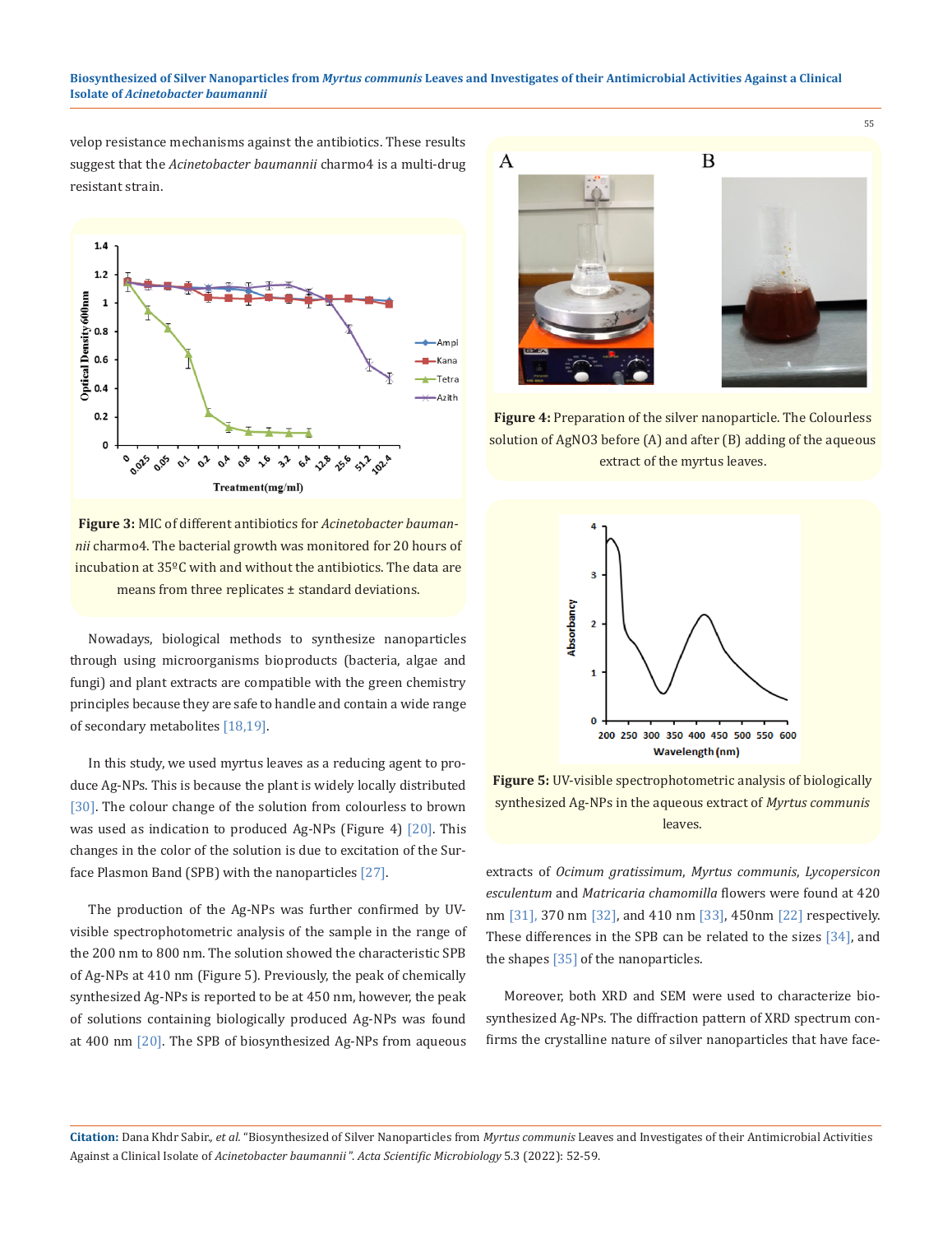velop resistance mechanisms against the antibiotics. These results suggest that the *Acinetobacter baumannii* charmo4 is a multi-drug resistant strain.

**Figure 3:** MIC of different antibiotics for *Acinetobacter baumannii* charmo4. The bacterial growth was monitored for 20 hours of incubation at 35ºC with and without the antibiotics. The data are means from three replicates ± standard deviations.

Nowadays, biological methods to synthesize nanoparticles through using microorganisms bioproducts (bacteria, algae and fungi) and plant extracts are compatible with the green chemistry principles because they are safe to handle and contain a wide range of secondary metabolites [18,19].

In this study, we used myrtus leaves as a reducing agent to produce Ag-NPs. This is because the plant is widely locally distributed [30]. The colour change of the solution from colourless to brown was used as indication to produced Ag-NPs (Figure 4) [20]. This changes in the color of the solution is due to excitation of the Surface Plasmon Band (SPB) with the nanoparticles [27].

The production of the Ag-NPs was further confirmed by UV-visible spectrophotometric analysis of the sample in the range of the 200 nm to 800 nm. The solution showed the characteristic SPB of Ag-NPs at 410 nm (Figure 5). Previously, the peak of chemically synthesized Ag-NPs is reported to be at 450 nm, however, the peak of solutions containing biologically produced Ag-NPs was found at 400 nm [20]. The SPB of biosynthesized Ag-NPs from aqueous extracts of *Ocimum gratissimum*, *Myrtus communis*, *Lycopersicon esculentum* and *Matricaria chamomilla* flowers were found at 420 nm [31], 370 nm [32], and 410 nm [33], 450nm [22] respectively. These differences in the SPB can be related to the sizes [34], and the shapes [35] of the nanoparticles.

**Figure 4:** Preparation of the silver nanoparticle. The Colourless solution of $AgNO_3$ before (A) and after (B) adding of the aqueous extract of the myrtus leaves.

**Figure 5:** UV-visible spectrophotometric analysis of biologically synthesized Ag-NPs in the aqueous extract of *Myrtus communis* leaves.

Moreover, both XRD and SEM were used to characterize biosynthesized Ag-NPs. The diffraction pattern of XRD spectrum confirms the crystalline nature of silver nanoparticles that have face-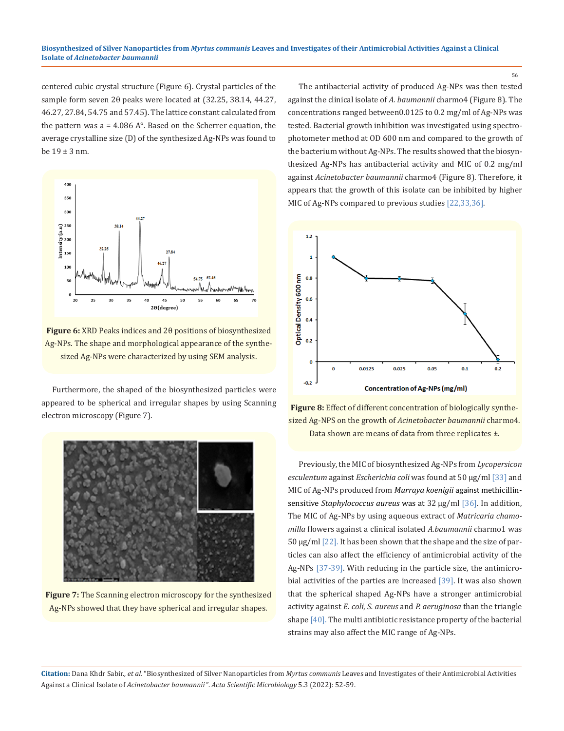centered cubic crystal structure (Figure 6). Crystal particles of the sample form seven 2θ peaks were located at (32.25, 38.14, 44.27, 46.27, 27.84, 54.75 and 57.45). The lattice constant calculated from the pattern was a = 4.086 A°. Based on the Scherrer equation, the average crystalline size (D) of the synthesized Ag-NPs was found to be 19 ± 3 nm.

**Figure 6:** XRD Peaks indices and 2θ positions of biosynthesized Ag-NPs. The shape and morphological appearance of the synthesized Ag-NPs were characterized by using SEM analysis.

Furthermore, the shaped of the biosynthesized particles were appeared to be spherical and irregular shapes by using Scanning electron microscopy (Figure 7).

**Figure 7:** The Scanning electron microscopy for the synthesized Ag-NPs showed that they have spherical and irregular shapes.

The antibacterial activity of produced Ag-NPs was then tested against the clinical isolate of *A. baumannii* charmo4 (Figure 8). The concentrations ranged between0.0125 to 0.2 mg/ml of Ag-NPs was tested. Bacterial growth inhibition was investigated using spectrophotometer method at OD 600 nm and compared to the growth of the bacterium without Ag-NPs. The results showed that the biosynthesized Ag-NPs has antibacterial activity and MIC of 0.2 mg/ml against *Acinetobacter baumannii* charmo4 (Figure 8). Therefore, it appears that the growth of this isolate can be inhibited by higher MIC of Ag-NPs compared to previous studies [22,33,36].

**Figure 8:** Effect of different concentration of biologically synthesized Ag-NPS on the growth of *Acinetobacter baumannii* charmo4. Data shown are means of data from three replicates ±.

Previously, the MIC of biosynthesized Ag-NPs from *Lycopersicon esculentum* against *Escherichia coli* was found at 50 μg/ml [33] and MIC of Ag-NPs produced from *Murraya koenigii* against methicillin-sensitive *Staphylococcus aureus* was at 32 μg/ml [36]. In addition, The MIC of Ag-NPs by using aqueous extract of *Matricaria chamomilla* flowers against a clinical isolated *A.baumannii* charmo1 was 50 μg/ml [22]. It has been shown that the shape and the size of particles can also affect the efficiency of antimicrobial activity of the Ag-NPs [37-39]. With reducing in the particle size, the antimicrobial activities of the parties are increased [39]. It was also shown that the spherical shaped Ag-NPs have a stronger antimicrobial activity against *E. coli*, *S. aureus* and *P. aeruginosa* than the triangle shape [40]. The multi antibiotic resistance property of the bacterial strains may also affect the MIC range of Ag-NPs.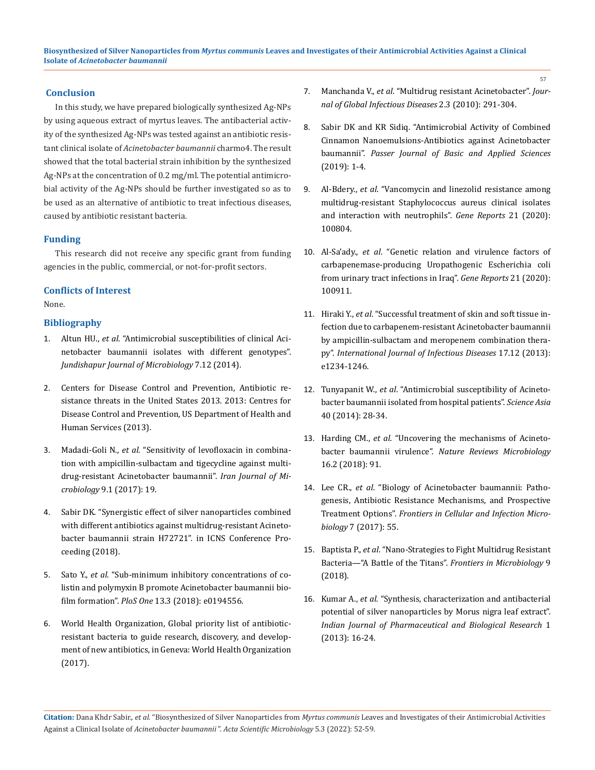## Conclusion

In this study, we have prepared biologically synthesized Ag-NPs by using aqueous extract of myrtus leaves. The antibacterial activity of the synthesized Ag-NPs was tested against an antibiotic resistant clinical isolate of *Acinetobacter baumannii* charmo4. The result showed that the total bacterial strain inhibition by the synthesized Ag-NPs at the concentration of 0.2 mg/ml. The potential antimicrobial activity of the Ag-NPs should be further investigated so as to be used as an alternative of antibiotic to treat infectious diseases, caused by antibiotic resistant bacteria.

## Funding

This research did not receive any specific grant from funding agencies in the public, commercial, or not-for-profit sectors.

## Conflicts of Interest

None.

## Bibliography

1. Altun HU., *et al*. "Antimicrobial susceptibilities of clinical Acinetobacter baumannii isolates with different genotypes". *Jundishapur Journal of Microbiology* 7.12 (2014).
2. Centers for Disease Control and Prevention, Antibiotic resistance threats in the United States 2013. 2013: Centres for Disease Control and Prevention, US Department of Health and Human Services (2013).
3. Madadi-Goli N., *et al*. "Sensitivity of levofloxacin in combination with ampicillin-sulbactam and tigecycline against multi-drug-resistant Acinetobacter baumannii". *Iran Journal of Microbiology* 9.1 (2017): 19.
4. Sabir DK. "Synergistic effect of silver nanoparticles combined with different antibiotics against multidrug-resistant Acinetobacter baumannii strain H72721". in ICNS Conference Proceeding (2018).
5. Sato Y., *et al*. "Sub-minimum inhibitory concentrations of colistin and polymyxin B promote Acinetobacter baumannii biofilm formation". *PloS One* 13.3 (2018): e0194556.
6. World Health Organization, Global priority list of antibiotic-resistant bacteria to guide research, discovery, and development of new antibiotics, in Geneva: World Health Organization (2017).
7. Manchanda V., *et al*. "Multidrug resistant Acinetobacter". *Journal of Global Infectious Diseases* 2.3 (2010): 291-304.
8. Sabir DK and KR Sidiq. "Antimicrobial Activity of Combined Cinnamon Nanoemulsions-Antibiotics against Acinetobacter baumannii". *Passer Journal of Basic and Applied Sciences* (2019): 1-4.
9. Al-Bdery., *et al*. "Vancomycin and linezolid resistance among multidrug-resistant Staphylococcus aureus clinical isolates and interaction with neutrophils". *Gene Reports* 21 (2020): 100804.
10. Al-Sa'ady., *et al*. "Genetic relation and virulence factors of carbapenemase-producing Uropathogenic Escherichia coli from urinary tract infections in Iraq". *Gene Reports* 21 (2020): 100911.
11. Hiraki Y., *et al*. "Successful treatment of skin and soft tissue infection due to carbapenem-resistant Acinetobacter baumannii by ampicillin-sulbactam and meropenem combination therapy". *International Journal of Infectious Diseases* 17.12 (2013): e1234-1246.
12. Tunyapanit W., *et al*. "Antimicrobial susceptibility of Acinetobacter baumannii isolated from hospital patients". *Science Asia* 40 (2014): 28-34.
13. Harding CM., *et al*. "Uncovering the mechanisms of Acinetobacter baumannii virulence". *Nature Reviews Microbiology* 16.2 (2018): 91.
14. Lee CR., *et al*. "Biology of Acinetobacter baumannii: Pathogenesis, Antibiotic Resistance Mechanisms, and Prospective Treatment Options". *Frontiers in Cellular and Infection Microbiology* 7 (2017): 55.
15. Baptista P., *et al*. "Nano-Strategies to Fight Multidrug Resistant Bacteria—"A Battle of the Titans". *Frontiers in Microbiology* 9 (2018).
16. Kumar A., *et al*. "Synthesis, characterization and antibacterial potential of silver nanoparticles by Morus nigra leaf extract". *Indian Journal of Pharmaceutical and Biological Research* 1 (2013): 16-24.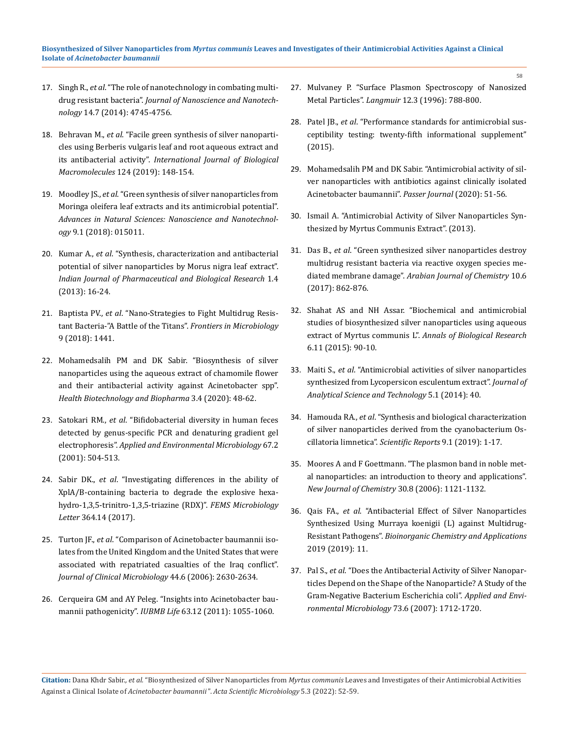17. Singh R., *et al*. "The role of nanotechnology in combating multi-drug resistant bacteria". *Journal of Nanoscience and Nanotechnology* 14.7 (2014): 4745-4756.

18. Behravan M., *et al*. "Facile green synthesis of silver nanoparticles using Berberis vulgaris leaf and root aqueous extract and its antibacterial activity". *International Journal of Biological Macromolecules* 124 (2019): 148-154.

19. Moodley JS., *et al*. "Green synthesis of silver nanoparticles from Moringa oleifera leaf extracts and its antimicrobial potential". *Advances in Natural Sciences: Nanoscience and Nanotechnology* 9.1 (2018): 015011.

20. Kumar A., *et al*. "Synthesis, characterization and antibacterial potential of silver nanoparticles by Morus nigra leaf extract". *Indian Journal of Pharmaceutical and Biological Research* 1.4 (2013): 16-24.

21. Baptista PV., *et al*. "Nano-Strategies to Fight Multidrug Resistant Bacteria-"A Battle of the Titans". *Frontiers in Microbiology* 9 (2018): 1441.

22. Mohamedsalih PM and DK Sabir. "Biosynthesis of silver nanoparticles using the aqueous extract of chamomile flower and their antibacterial activity against Acinetobacter spp". *Health Biotechnology and Biopharma* 3.4 (2020): 48-62.

23. Satokari RM., *et al*. "Bifidobacterial diversity in human feces detected by genus-specific PCR and denaturing gradient gel electrophoresis". *Applied and Environmental Microbiology* 67.2 (2001): 504-513.

24. Sabir DK., *et al*. "Investigating differences in the ability of XplA/B-containing bacteria to degrade the explosive hexahydro-1,3,5-trinitro-1,3,5-triazine (RDX)". *FEMS Microbiology Letter* 364.14 (2017).

25. Turton JF., *et al*. "Comparison of Acinetobacter baumannii isolates from the United Kingdom and the United States that were associated with repatriated casualties of the Iraq conflict". *Journal of Clinical Microbiology* 44.6 (2006): 2630-2634.

26. Cerqueira GM and AY Peleg. "Insights into Acinetobacter baumannii pathogenicity". *IUBMB Life* 63.12 (2011): 1055-1060.

27. Mulvaney P. "Surface Plasmon Spectroscopy of Nanosized Metal Particles". *Langmuir* 12.3 (1996): 788-800.

28. Patel JB., *et al*. "Performance standards for antimicrobial susceptibility testing: twenty-fifth informational supplement" (2015).

29. Mohamedsalih PM and DK Sabir. "Antimicrobial activity of silver nanoparticles with antibiotics against clinically isolated Acinetobacter baumannii". *Passer Journal* (2020): 51-56.

30. Ismail A. "Antimicrobial Activity of Silver Nanoparticles Synthesized by Myrtus Communis Extract". (2013).

31. Das B., *et al*. "Green synthesized silver nanoparticles destroy multidrug resistant bacteria via reactive oxygen species mediated membrane damage". *Arabian Journal of Chemistry* 10.6 (2017): 862-876.

32. Shahat AS and NH Assar. "Biochemical and antimicrobial studies of biosynthesized silver nanoparticles using aqueous extract of Myrtus communis L". *Annals of Biological Research* 6.11 (2015): 90-10.

33. Maiti S., *et al*. "Antimicrobial activities of silver nanoparticles synthesized from Lycopersicon esculentum extract". *Journal of Analytical Science and Technology* 5.1 (2014): 40.

34. Hamouda RA., *et al*. "Synthesis and biological characterization of silver nanoparticles derived from the cyanobacterium Oscillatoria limnetica". *Scientific Reports* 9.1 (2019): 1-17.

35. Moores A and F Goettmann. "The plasmon band in noble metal nanoparticles: an introduction to theory and applications". *New Journal of Chemistry* 30.8 (2006): 1121-1132.

36. Qais FA., *et al*. "Antibacterial Effect of Silver Nanoparticles Synthesized Using Murraya koenigii (L) against Multidrug-Resistant Pathogens". *Bioinorganic Chemistry and Applications* 2019 (2019): 11.

37. Pal S., *et al*. "Does the Antibacterial Activity of Silver Nanoparticles Depend on the Shape of the Nanoparticle? A Study of the Gram-Negative Bacterium Escherichia coli". *Applied and Environmental Microbiology* 73.6 (2007): 1712-1720.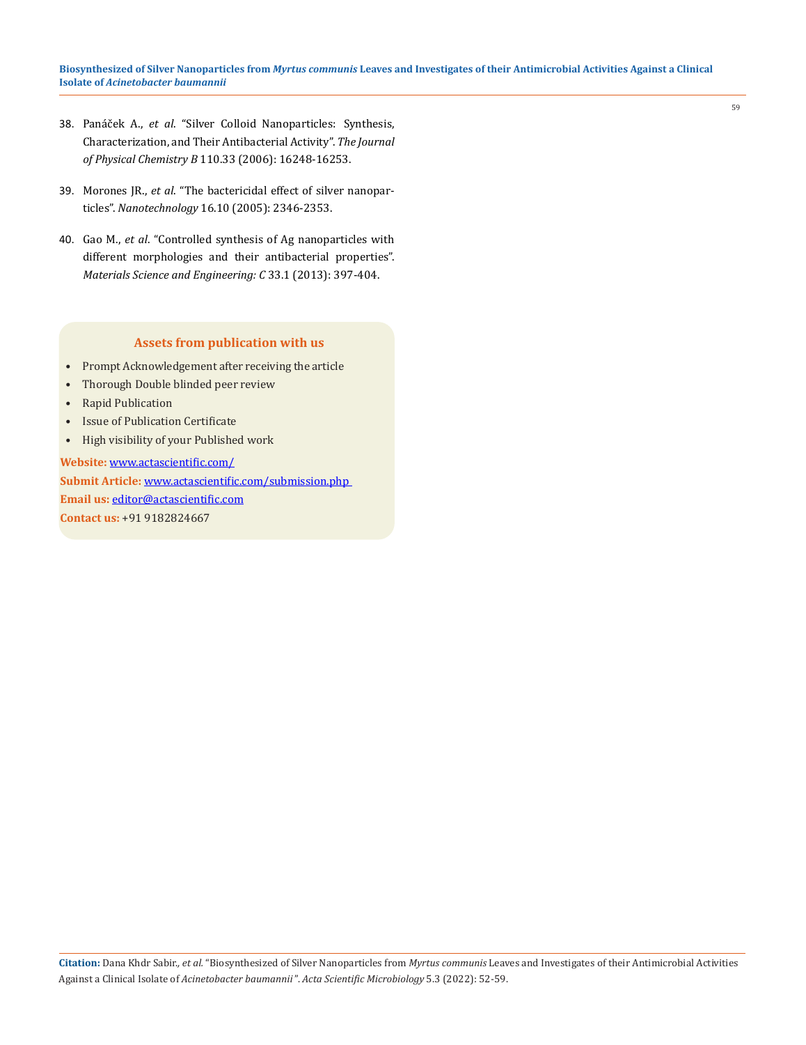38. Panáček A., *et al*. "Silver Colloid Nanoparticles: Synthesis, Characterization, and Their Antibacterial Activity". *The Journal of Physical Chemistry B* 110.33 (2006): 16248-16253.

39. Morones JR., *et al*. "The bactericidal effect of silver nanoparticles". *Nanotechnology* 16.10 (2005): 2346-2353.

40. Gao M., *et al*. "Controlled synthesis of Ag nanoparticles with different morphologies and their antibacterial properties". *Materials Science and Engineering: C* 33.1 (2013): 397-404.

### Assets from publication with us

- Prompt Acknowledgement after receiving the article
- Thorough Double blinded peer review
- Rapid Publication
- Issue of Publication Certificate
- High visibility of your Published work

**Website:** www.actascientific.com/
**Submit Article:** www.actascientific.com/submission.php
**Email us:** editor@actascientific.com
**Contact us:** +91 9182824667

**Citation:** Dana Khdr Sabir., *et al*. "Biosynthesized of Silver Nanoparticles from *Myrtus communis* Leaves and Investigates of their Antimicrobial Activities Against a Clinical Isolate of *Acinetobacter baumannii*". *Acta Scientific Microbiology* 5.3 (2022): 52-59.